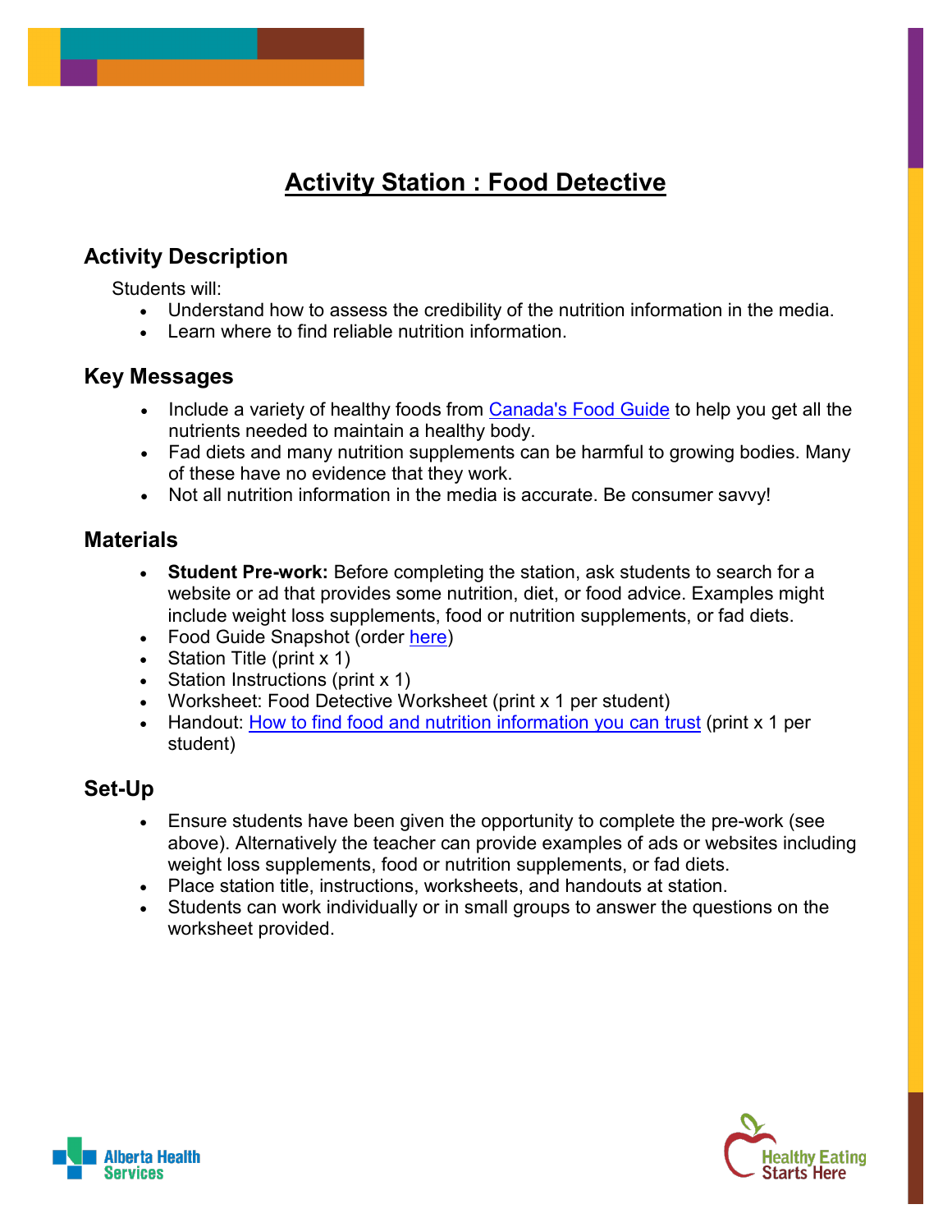# Activity Station : Food Detective

## Activity Description

Students will:

- Understand how to assess the credibility of the nutrition information in the media.
- Learn where to find reliable nutrition information.

## Key Messages

- Include a variety of healthy foods from Canada's Food Guide to help you get all the nutrients needed to maintain a healthy body.
- Fad diets and many nutrition supplements can be harmful to growing bodies. Many of these have no evidence that they work.
- Not all nutrition information in the media is accurate. Be consumer savvy!

## Materials

- **Student Pre-work:** Before completing the station, ask students to search for a website or ad that provides some nutrition, diet, or food advice. Examples might include weight loss supplements, food or nutrition supplements, or fad diets.
- Food Guide Snapshot (order here)
- Station Title (print x 1)
- Station Instructions (print x 1)
- Worksheet: Food Detective Worksheet (print x 1 per student)
- Handout: How to find food and nutrition information you can trust (print x 1 per student)

## Set-Up

- Ensure students have been given the opportunity to complete the pre-work (see above). Alternatively the teacher can provide examples of ads or websites including weight loss supplements, food or nutrition supplements, or fad diets.
- Place station title, instructions, worksheets, and handouts at station.
- Students can work individually or in small groups to answer the questions on the worksheet provided.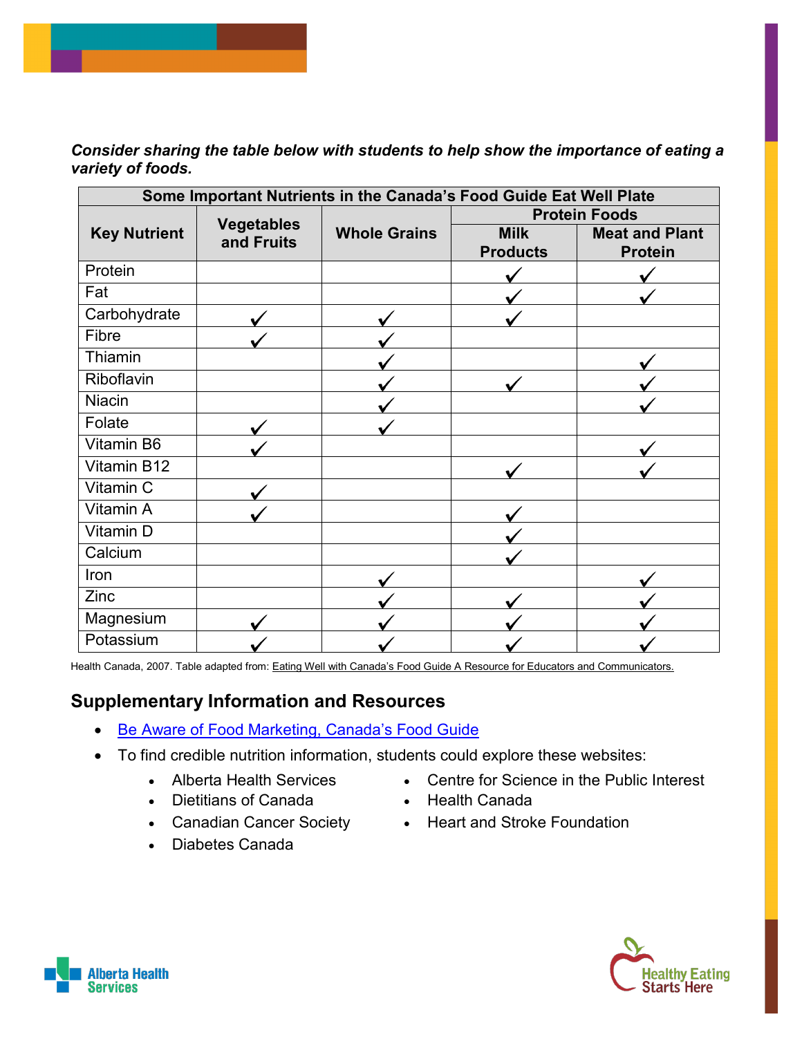***Consider sharing the table below with students to help show the importance of eating a variety of foods.***

| Some Important Nutrients in the Canada's Food Guide Eat Well Plate | | | | |
|---|---|---|---|---|
| **Key Nutrient** | **Vegetables and Fruits** | **Whole Grains** | **Protein Foods** | |
| | | | **Milk Products** | **Meat and Plant Protein** |
| Protein | | | ✓ | ✓ |
| Fat | | | ✓ | ✓ |
| Carbohydrate | ✓ | ✓ | ✓ | |
| Fibre | ✓ | ✓ | | |
| Thiamin | | ✓ | | ✓ |
| Riboflavin | | ✓ | ✓ | ✓ |
| Niacin | | ✓ | | ✓ |
| Folate | ✓ | ✓ | | |
| Vitamin B6 | ✓ | | | ✓ |
| Vitamin B12 | | | ✓ | ✓ |
| Vitamin C | ✓ | | | |
| Vitamin A | ✓ | | ✓ | |
| Vitamin D | | | ✓ | |
| Calcium | | | ✓ | |
| Iron | | ✓ | | ✓ |
| Zinc | | ✓ | ✓ | ✓ |
| Magnesium | ✓ | ✓ | ✓ | ✓ |
| Potassium | ✓ | ✓ | ✓ | ✓ |

Health Canada, 2007. Table adapted from: Eating Well with Canada's Food Guide A Resource for Educators and Communicators.

## Supplementary Information and Resources

- Be Aware of Food Marketing, Canada's Food Guide
- To find credible nutrition information, students could explore these websites:
  - Alberta Health Services
  - Dietitians of Canada
  - Canadian Cancer Society
  - Diabetes Canada
  - Centre for Science in the Public Interest
  - Health Canada
  - Heart and Stroke Foundation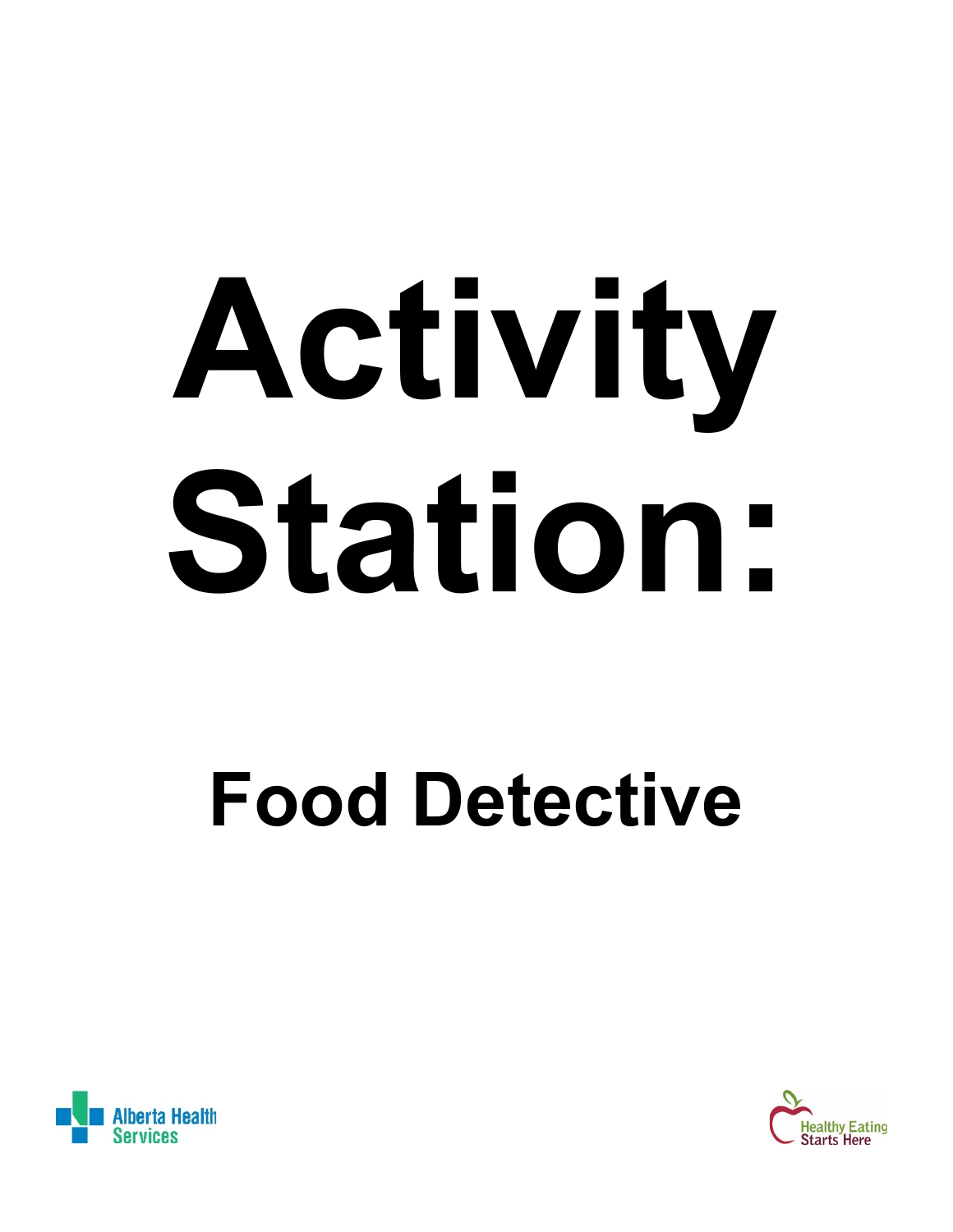# Activity Station:

## Food Detective

Alberta Health Services

Healthy Eating Starts Here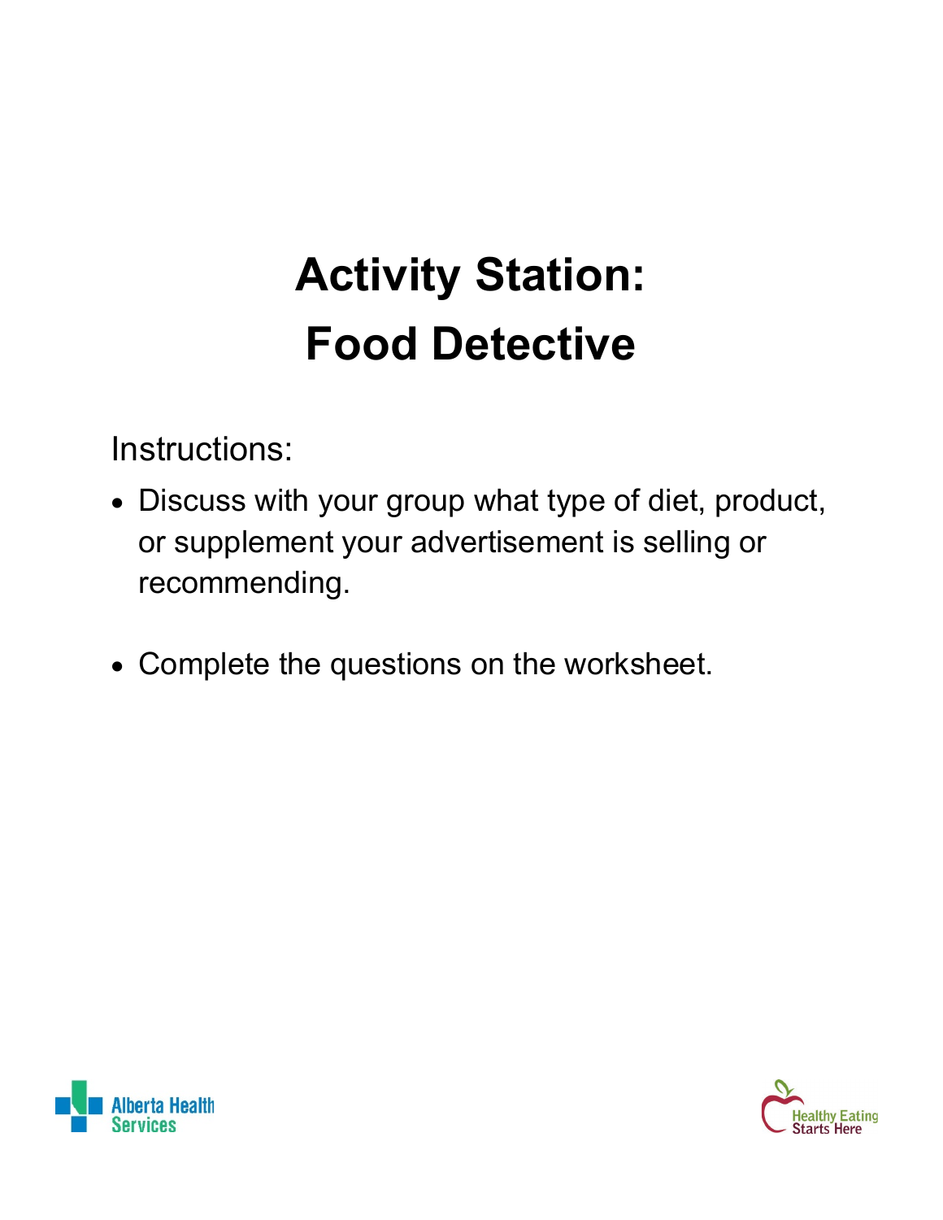# Activity Station: Food Detective

Instructions:

- Discuss with your group what type of diet, product, or supplement your advertisement is selling or recommending.
- Complete the questions on the worksheet.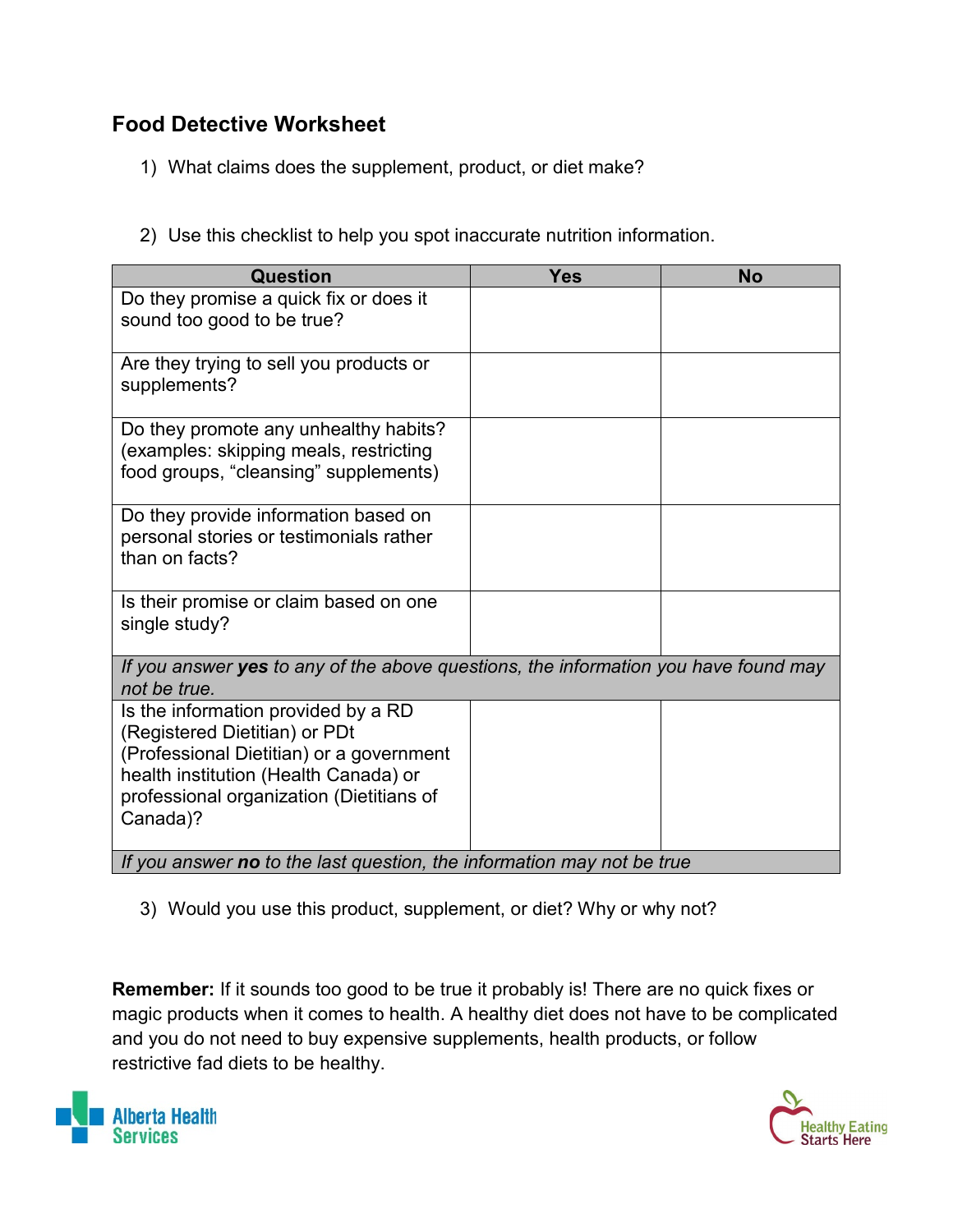## Food Detective Worksheet

1) What claims does the supplement, product, or diet make?

2) Use this checklist to help you spot inaccurate nutrition information.

| Question | Yes | No |
|---|---|---|
| Do they promise a quick fix or does it sound too good to be true? | | |
| Are they trying to sell you products or supplements? | | |
| Do they promote any unhealthy habits? (examples: skipping meals, restricting food groups, “cleansing” supplements) | | |
| Do they provide information based on personal stories or testimonials rather than on facts? | | |
| Is their promise or claim based on one single study? | | |
| *If you answer **yes** to any of the above questions, the information you have found may not be true.* | | |
| Is the information provided by a RD (Registered Dietitian) or PDt (Professional Dietitian) or a government health institution (Health Canada) or professional organization (Dietitians of Canada)? | | |
| *If you answer **no** to the last question, the information may not be true* | | |

3) Would you use this product, supplement, or diet? Why or why not?

**Remember:** If it sounds too good to be true it probably is! There are no quick fixes or magic products when it comes to health. A healthy diet does not have to be complicated and you do not need to buy expensive supplements, health products, or follow restrictive fad diets to be healthy.

Alberta Health Services

Healthy Eating Starts Here